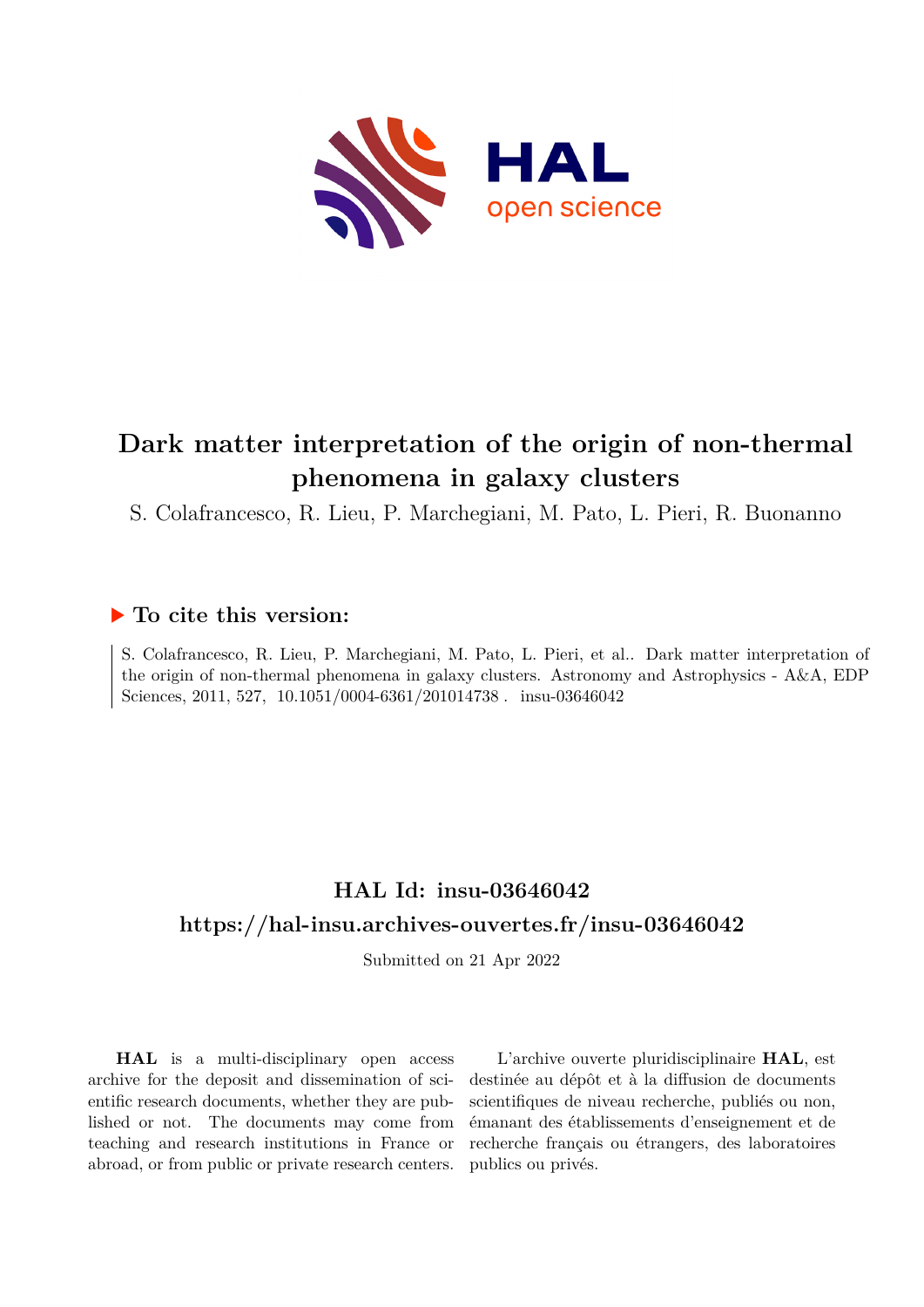# Dark matter interpretation of the origin of non-thermal phenomena in galaxy clusters

S. Colafrancesco, R. Lieu, P. Marchegiani, M. Pato, L. Pieri, R. Buonanno

## To cite this version:

S. Colafrancesco, R. Lieu, P. Marchegiani, M. Pato, L. Pieri, et al.. Dark matter interpretation of the origin of non-thermal phenomena in galaxy clusters. Astronomy and Astrophysics - A&A, EDP Sciences, 2011, 527, 10.1051/0004-6361/201014738 . insu-03646042

## HAL Id: insu-03646042

## https://hal-insu.archives-ouvertes.fr/insu-03646042

Submitted on 21 Apr 2022

**HAL** is a multi-disciplinary open access archive for the deposit and dissemination of scientific research documents, whether they are published or not. The documents may come from teaching and research institutions in France or abroad, or from public or private research centers.

L'archive ouverte pluridisciplinaire **HAL**, est destinée au dépôt et à la diffusion de documents scientifiques de niveau recherche, publiés ou non, émanant des établissements d'enseignement et de recherche français ou étrangers, des laboratoires publics ou privés.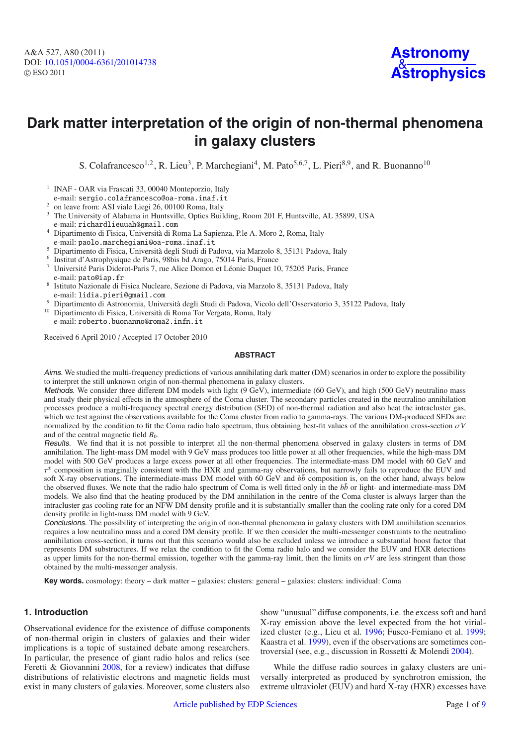# Dark matter interpretation of the origin of non-thermal phenomena in galaxy clusters

S. Colafrancesco[1,2], R. Lieu[3], P. Marchegiani[4], M. Pato[5,6,7], L. Pieri[8,9], and R. Buonanno[10]

[1] INAF - OAR via Frascati 33, 00040 Monteporzio, Italy
e-mail: sergio.colafrancesco@oa-roma.inaf.it

[2] on leave from: ASI viale Liegi 26, 00100 Roma, Italy

[3] The University of Alabama in Huntsville, Optics Building, Room 201 F, Huntsville, AL 35899, USA
e-mail: richardlieuuah@gmail.com

[4] Dipartimento di Fisica, Università di Roma La Sapienza, P.le A. Moro 2, Roma, Italy
e-mail: paolo.marchegiani@oa-roma.inaf.it

[5] Dipartimento di Fisica, Università degli Studi di Padova, via Marzolo 8, 35131 Padova, Italy

[6] Institut d'Astrophysique de Paris, 98bis bd Arago, 75014 Paris, France

[7] Université Paris Diderot-Paris 7, rue Alice Domon et Léonie Duquet 10, 75205 Paris, France
e-mail: pato@iap.fr

[8] Istituto Nazionale di Fisica Nucleare, Sezione di Padova, via Marzolo 8, 35131 Padova, Italy
e-mail: lidia.pieri@gmail.com

[9] Dipartimento di Astronomia, Università degli Studi di Padova, Vicolo dell'Osservatorio 3, 35122 Padova, Italy

[10] Dipartimento di Fisica, Università di Roma Tor Vergata, Roma, Italy
e-mail: roberto.buonanno@roma2.infn.it

Received 6 April 2010 / Accepted 17 October 2010

## ABSTRACT

*Aims.* We studied the multi-frequency predictions of various annihilating dark matter (DM) scenarios in order to explore the possibility to interpret the still unknown origin of non-thermal phenomena in galaxy clusters.

*Methods.* We consider three different DM models with light (9 GeV), intermediate (60 GeV), and high (500 GeV) neutralino mass and study their physical effects in the atmosphere of the Coma cluster. The secondary particles created in the neutralino annihilation processes produce a multi-frequency spectral energy distribution (SED) of non-thermal radiation and also heat the intracluster gas, which we test against the observations available for the Coma cluster from radio to gamma-rays. The various DM-produced SEDs are normalized by the condition to fit the Coma radio halo spectrum, thus obtaining best-fit values of the annihilation cross-section $\sigma V$ and of the central magnetic field $B_0$.

*Results.* We find that it is not possible to interpret all the non-thermal phenomena observed in galaxy clusters in terms of DM annihilation. The light-mass DM model with 9 GeV mass produces too little power at all other frequencies, while the high-mass DM model with 500 GeV produces a large excess power at all other frequencies. The intermediate-mass DM model with 60 GeV and $\tau^{\pm}$ composition is marginally consistent with the HXR and gamma-ray observations, but narrowly fails to reproduce the EUV and soft X-ray observations. The intermediate-mass DM model with 60 GeV and $b\bar{b}$ composition is, on the other hand, always below the observed fluxes. We note that the radio halo spectrum of Coma is well fitted only in the $b\bar{b}$ or light- and intermediate-mass DM models. We also find that the heating produced by the DM annihilation in the centre of the Coma cluster is always larger than the intracluster gas cooling rate for an NFW DM density profile and it is substantially smaller than the cooling rate only for a cored DM density profile in light-mass DM model with 9 GeV.

*Conclusions.* The possibility of interpreting the origin of non-thermal phenomena in galaxy clusters with DM annihilation scenarios requires a low neutralino mass and a cored DM density profile. If we then consider the multi-messenger constraints to the neutralino annihilation cross-section, it turns out that this scenario would also be excluded unless we introduce a substantial boost factor that represents DM substructures. If we relax the condition to fit the Coma radio halo and we consider the EUV and HXR detections as upper limits for the non-thermal emission, together with the gamma-ray limit, then the limits on $\sigma V$ are less stringent than those obtained by the multi-messenger analysis.

**Key words.** cosmology: theory – dark matter – galaxies: clusters: general – galaxies: clusters: individual: Coma

## 1. Introduction

Observational evidence for the existence of diffuse components of non-thermal origin in clusters of galaxies and their wider implications is a topic of sustained debate among researchers. In particular, the presence of giant radio halos and relics (see Feretti & Giovannini 2008, for a review) indicates that diffuse distributions of relativistic electrons and magnetic fields must exist in many clusters of galaxies. Moreover, some clusters also show "unusual" diffuse components, i.e. the excess soft and hard X-ray emission above the level expected from the hot virialized cluster (e.g., Lieu et al. 1996; Fusco-Femiano et al. 1999; Kaastra et al. 1999), even if the observations are sometimes controversial (see, e.g., discussion in Rossetti & Molendi 2004).

While the diffuse radio sources in galaxy clusters are universally interpreted as produced by synchrotron emission, the extreme ultraviolet (EUV) and hard X-ray (HXR) excesses have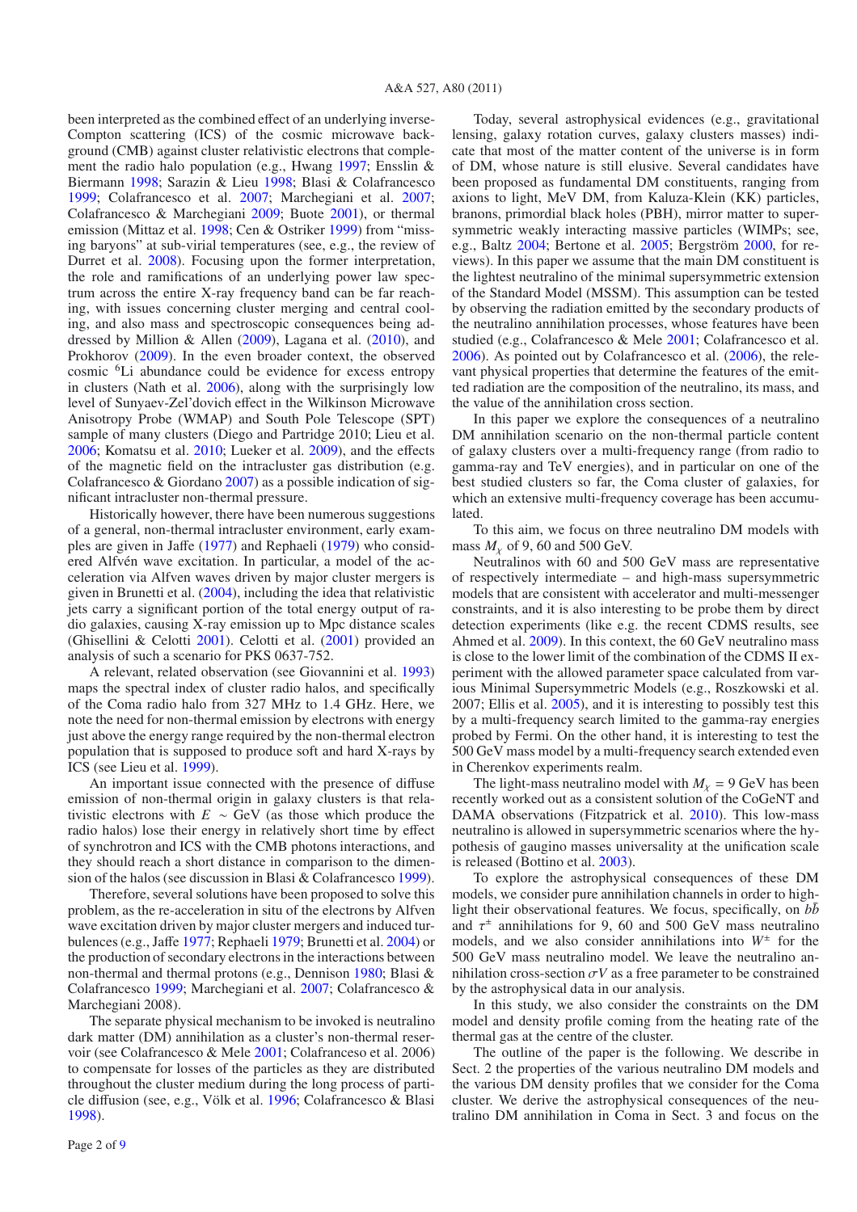been interpreted as the combined effect of an underlying inverse-Compton scattering (ICS) of the cosmic microwave background (CMB) against cluster relativistic electrons that complement the radio halo population (e.g., Hwang 1997; Ensslin & Biermann 1998; Sarazin & Lieu 1998; Blasi & Colafrancesco 1999; Colafrancesco et al. 2007; Marchegiani et al. 2007; Colafrancesco & Marchegiani 2009; Buote 2001), or thermal emission (Mittaz et al. 1998; Cen & Ostriker 1999) from "missing baryons" at sub-virial temperatures (see, e.g., the review of Durret et al. 2008). Focusing upon the former interpretation, the role and ramifications of an underlying power law spectrum across the entire X-ray frequency band can be far reaching, with issues concerning cluster merging and central cooling, and also mass and spectroscopic consequences being addressed by Million & Allen (2009), Lagana et al. (2010), and Prokhorov (2009). In the even broader context, the observed cosmic $^{6}$Li abundance could be evidence for excess entropy in clusters (Nath et al. 2006), along with the surprisingly low level of Sunyaev-Zel'dovich effect in the Wilkinson Microwave Anisotropy Probe (WMAP) and South Pole Telescope (SPT) sample of many clusters (Diego and Partridge 2010; Lieu et al. 2006; Komatsu et al. 2010; Lueker et al. 2009), and the effects of the magnetic field on the intracluster gas distribution (e.g. Colafrancesco & Giordano 2007) as a possible indication of significant intracluster non-thermal pressure.

Historically however, there have been numerous suggestions of a general, non-thermal intracluster environment, early examples are given in Jaffe (1977) and Rephaeli (1979) who considered Alfvén wave excitation. In particular, a model of the acceleration via Alfven waves driven by major cluster mergers is given in Brunetti et al. (2004), including the idea that relativistic jets carry a significant portion of the total energy output of radio galaxies, causing X-ray emission up to Mpc distance scales (Ghisellini & Celotti 2001). Celotti et al. (2001) provided an analysis of such a scenario for PKS 0637-752.

A relevant, related observation (see Giovannini et al. 1993) maps the spectral index of cluster radio halos, and specifically of the Coma radio halo from 327 MHz to 1.4 GHz. Here, we note the need for non-thermal emission by electrons with energy just above the energy range required by the non-thermal electron population that is supposed to produce soft and hard X-rays by ICS (see Lieu et al. 1999).

An important issue connected with the presence of diffuse emission of non-thermal origin in galaxy clusters is that relativistic electrons with $E \sim$ GeV (as those which produce the radio halos) lose their energy in relatively short time by effect of synchrotron and ICS with the CMB photons interactions, and they should reach a short distance in comparison to the dimension of the halos (see discussion in Blasi & Colafrancesco 1999).

Therefore, several solutions have been proposed to solve this problem, as the re-acceleration in situ of the electrons by Alfven wave excitation driven by major cluster mergers and induced turbulences (e.g., Jaffe 1977; Rephaeli 1979; Brunetti et al. 2004) or the production of secondary electrons in the interactions between non-thermal and thermal protons (e.g., Dennison 1980; Blasi & Colafrancesco 1999; Marchegiani et al. 2007; Colafrancesco & Marchegiani 2008).

The separate physical mechanism to be invoked is neutralino dark matter (DM) annihilation as a cluster's non-thermal reservoir (see Colafrancesco & Mele 2001; Colafranceso et al. 2006) to compensate for losses of the particles as they are distributed throughout the cluster medium during the long process of particle diffusion (see, e.g., Völk et al. 1996; Colafrancesco & Blasi 1998).

Today, several astrophysical evidences (e.g., gravitational lensing, galaxy rotation curves, galaxy clusters masses) indicate that most of the matter content of the universe is in form of DM, whose nature is still elusive. Several candidates have been proposed as fundamental DM constituents, ranging from axions to light, MeV DM, from Kaluza-Klein (KK) particles, branons, primordial black holes (PBH), mirror matter to supersymmetric weakly interacting massive particles (WIMPs; see, e.g., Baltz 2004; Bertone et al. 2005; Bergström 2000, for reviews). In this paper we assume that the main DM constituent is the lightest neutralino of the minimal supersymmetric extension of the Standard Model (MSSM). This assumption can be tested by observing the radiation emitted by the secondary products of the neutralino annihilation processes, whose features have been studied (e.g., Colafrancesco & Mele 2001; Colafrancesco et al. 2006). As pointed out by Colafrancesco et al. (2006), the relevant physical properties that determine the features of the emitted radiation are the composition of the neutralino, its mass, and the value of the annihilation cross section.

In this paper we explore the consequences of a neutralino DM annihilation scenario on the non-thermal particle content of galaxy clusters over a multi-frequency range (from radio to gamma-ray and TeV energies), and in particular on one of the best studied clusters so far, the Coma cluster of galaxies, for which an extensive multi-frequency coverage has been accumulated.

To this aim, we focus on three neutralino DM models with mass $M_\chi$ of 9, 60 and 500 GeV.

Neutralinos with 60 and 500 GeV mass are representative of respectively intermediate – and high-mass supersymmetric models that are consistent with accelerator and multi-messenger constraints, and it is also interesting to be probe them by direct detection experiments (like e.g. the recent CDMS results, see Ahmed et al. 2009). In this context, the 60 GeV neutralino mass is close to the lower limit of the combination of the CDMS II experiment with the allowed parameter space calculated from various Minimal Supersymmetric Models (e.g., Roszkowski et al. 2007; Ellis et al. 2005), and it is interesting to possibly test this by a multi-frequency search limited to the gamma-ray energies probed by Fermi. On the other hand, it is interesting to test the 500 GeV mass model by a multi-frequency search extended even in Cherenkov experiments realm.

The light-mass neutralino model with $M_\chi = 9$ GeV has been recently worked out as a consistent solution of the CoGeNT and DAMA observations (Fitzpatrick et al. 2010). This low-mass neutralino is allowed in supersymmetric scenarios where the hypothesis of gaugino masses universality at the unification scale is released (Bottino et al. 2003).

To explore the astrophysical consequences of these DM models, we consider pure annihilation channels in order to highlight their observational features. We focus, specifically, on $b\bar{b}$ and $\tau^{\pm}$ annihilations for 9, 60 and 500 GeV mass neutralino models, and we also consider annihilations into $W^{\pm}$ for the 500 GeV mass neutralino model. We leave the neutralino annihilation cross-section $\sigma V$ as a free parameter to be constrained by the astrophysical data in our analysis.

In this study, we also consider the constraints on the DM model and density profile coming from the heating rate of the thermal gas at the centre of the cluster.

The outline of the paper is the following. We describe in Sect. 2 the properties of the various neutralino DM models and the various DM density profiles that we consider for the Coma cluster. We derive the astrophysical consequences of the neutralino DM annihilation in Coma in Sect. 3 and focus on the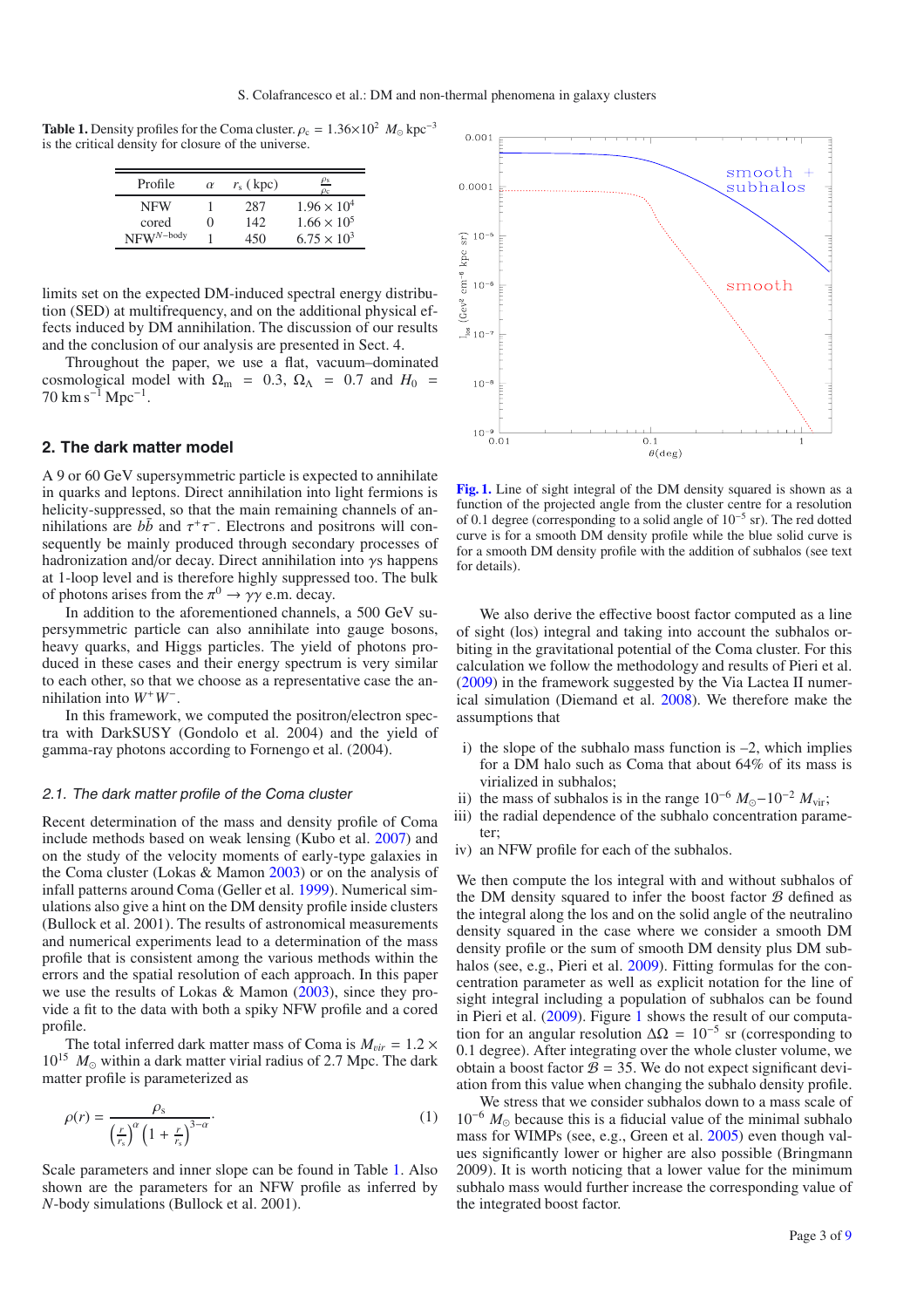**Table 1.** Density profiles for the Coma cluster. $\rho_c = 1.36{\times}10^2\ M_\odot\ \mathrm{kpc}^{-3}$ is the critical density for closure of the universe.

| Profile | $\alpha$ | $r_s$ (kpc) | $\frac{\rho_s}{\rho_c}$ |
|---|---|---|---|
| NFW | 1 | 287 | $1.96\times10^4$ |
| cored | 0 | 142 | $1.66\times10^5$ |
| NFW$^{N\text{-body}}$ | 1 | 450 | $6.75\times10^3$ |

limits set on the expected DM-induced spectral energy distribution (SED) at multifrequency, and on the additional physical effects induced by DM annihilation. The discussion of our results and the conclusion of our analysis are presented in Sect. 4.

Throughout the paper, we use a flat, vacuum–dominated cosmological model with $\Omega_m = 0.3$, $\Omega_\Lambda = 0.7$ and $H_0 = 70\ \mathrm{km\,s^{-1}\,Mpc^{-1}}$.

## 2. The dark matter model

A 9 or 60 GeV supersymmetric particle is expected to annihilate in quarks and leptons. Direct annihilation into light fermions is helicity-suppressed, so that the main remaining channels of annihilations are $b\bar{b}$ and $\tau^+\tau^-$. Electrons and positrons will consequently be mainly produced through secondary processes of hadronization and/or decay. Direct annihilation into $\gamma$s happens at 1-loop level and is therefore highly suppressed too. The bulk of photons arises from the $\pi^0 \rightarrow \gamma\gamma$ e.m. decay.

In addition to the aforementioned channels, a 500 GeV supersymmetric particle can also annihilate into gauge bosons, heavy quarks, and Higgs particles. The yield of photons produced in these cases and their energy spectrum is very similar to each other, so that we choose as a representative case the annihilation into $W^+W^-$.

In this framework, we computed the positron/electron spectra with DarkSUSY (Gondolo et al. 2004) and the yield of gamma-ray photons according to Fornengo et al. (2004).

### 2.1. The dark matter profile of the Coma cluster

Recent determination of the mass and density profile of Coma include methods based on weak lensing (Kubo et al. 2007) and on the study of the velocity moments of early-type galaxies in the Coma cluster (Lokas & Mamon 2003) or on the analysis of infall patterns around Coma (Geller et al. 1999). Numerical simulations also give a hint on the DM density profile inside clusters (Bullock et al. 2001). The results of astronomical measurements and numerical experiments lead to a determination of the mass profile that is consistent among the various methods within the errors and the spatial resolution of each approach. In this paper we use the results of Lokas & Mamon (2003), since they provide a fit to the data with both a spiky NFW profile and a cored profile.

The total inferred dark matter mass of Coma is $M_{vir} = 1.2 \times 10^{15}\ M_\odot$ within a dark matter virial radius of 2.7 Mpc. The dark matter profile is parameterized as

$$\rho(r) = \frac{\rho_s}{\left(\frac{r}{r_s}\right)^\alpha \left(1+\frac{r}{r_s}\right)^{3-\alpha}}. \tag{1}$$

Scale parameters and inner slope can be found in Table 1. Also shown are the parameters for an NFW profile as inferred by $N$-body simulations (Bullock et al. 2001).

**Fig. 1.** Line of sight integral of the DM density squared is shown as a function of the projected angle from the cluster centre for a resolution of 0.1 degree (corresponding to a solid angle of $10^{-5}$ sr). The red dotted curve is for a smooth DM density profile while the blue solid curve is for a smooth DM density profile with the addition of subhalos (see text for details).

We also derive the effective boost factor computed as a line of sight (los) integral and taking into account the subhalos orbiting in the gravitational potential of the Coma cluster. For this calculation we follow the methodology and results of Pieri et al. (2009) in the framework suggested by the Via Lactea II numerical simulation (Diemand et al. 2008). We therefore make the assumptions that

- i) the slope of the subhalo mass function is –2, which implies for a DM halo such as Coma that about 64% of its mass is virialized in subhalos;
- ii) the mass of subhalos is in the range $10^{-6}\ M_\odot$–$10^{-2}\ M_{\rm vir}$;
- iii) the radial dependence of the subhalo concentration parameter;
- iv) an NFW profile for each of the subhalos.

We then compute the los integral with and without subhalos of the DM density squared to infer the boost factor $\mathcal{B}$ defined as the integral along the los and on the solid angle of the neutralino density squared in the case where we consider a smooth DM density profile or the sum of smooth DM density plus DM subhalos (see, e.g., Pieri et al. 2009). Fitting formulas for the concentration parameter as well as explicit notation for the line of sight integral including a population of subhalos can be found in Pieri et al. (2009). Figure 1 shows the result of our computation for an angular resolution $\Delta\Omega = 10^{-5}$ sr (corresponding to 0.1 degree). After integrating over the whole cluster volume, we obtain a boost factor $\mathcal{B} = 35$. We do not expect significant deviation from this value when changing the subhalo density profile.

We stress that we consider subhalos down to a mass scale of $10^{-6}\ M_\odot$ because this is a fiducial value of the minimal subhalo mass for WIMPs (see, e.g., Green et al. 2005) even though values significantly lower or higher are also possible (Bringmann 2009). It is worth noticing that a lower value for the minimum subhalo mass would further increase the corresponding value of the integrated boost factor.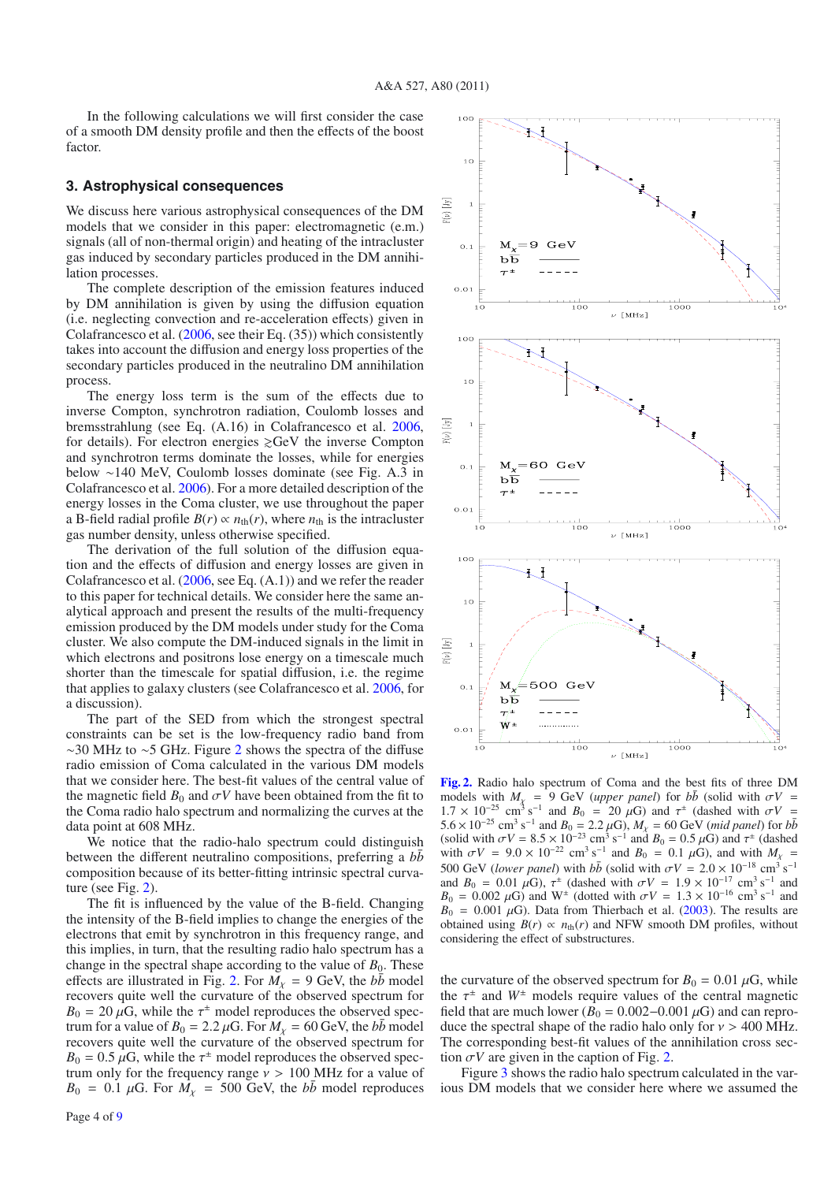In the following calculations we will first consider the case of a smooth DM density profile and then the effects of the boost factor.

## 3. Astrophysical consequences

We discuss here various astrophysical consequences of the DM models that we consider in this paper: electromagnetic (e.m.) signals (all of non-thermal origin) and heating of the intracluster gas induced by secondary particles produced in the DM annihilation processes.

The complete description of the emission features induced by DM annihilation is given by using the diffusion equation (i.e. neglecting convection and re-acceleration effects) given in Colafrancesco et al. (2006, see their Eq. (35)) which consistently takes into account the diffusion and energy loss properties of the secondary particles produced in the neutralino DM annihilation process.

The energy loss term is the sum of the effects due to inverse Compton, synchrotron radiation, Coulomb losses and bremsstrahlung (see Eq. (A.16) in Colafrancesco et al. 2006, for details). For electron energies $\gtrsim$GeV the inverse Compton and synchrotron terms dominate the losses, while for energies below ~140 MeV, Coulomb losses dominate (see Fig. A.3 in Colafrancesco et al. 2006). For a more detailed description of the energy losses in the Coma cluster, we use throughout the paper a B-field radial profile $B(r) \propto n_{\rm th}(r)$, where $n_{\rm th}$ is the intracluster gas number density, unless otherwise specified.

The derivation of the full solution of the diffusion equation and the effects of diffusion and energy losses are given in Colafrancesco et al. (2006, see Eq. (A.1)) and we refer the reader to this paper for technical details. We consider here the same analytical approach and present the results of the multi-frequency emission produced by the DM models under study for the Coma cluster. We also compute the DM-induced signals in the limit in which electrons and positrons lose energy on a timescale much shorter than the timescale for spatial diffusion, i.e. the regime that applies to galaxy clusters (see Colafrancesco et al. 2006, for a discussion).

The part of the SED from which the strongest spectral constraints can be set is the low-frequency radio band from ~30 MHz to ~5 GHz. Figure 2 shows the spectra of the diffuse radio emission of Coma calculated in the various DM models that we consider here. The best-fit values of the central value of the magnetic field $B_0$ and $\sigma V$ have been obtained from the fit to the Coma radio halo spectrum and normalizing the curves at the data point at 608 MHz.

We notice that the radio-halo spectrum could distinguish between the different neutralino compositions, preferring a $b\bar{b}$ composition because of its better-fitting intrinsic spectral curvature (see Fig. 2).

The fit is influenced by the value of the B-field. Changing the intensity of the B-field implies to change the energies of the electrons that emit by synchrotron in this frequency range, and this implies, in turn, that the resulting radio halo spectrum has a change in the spectral shape according to the value of $B_0$. These effects are illustrated in Fig. 2. For $M_\chi$ = 9 GeV, the $b\bar{b}$ model recovers quite well the curvature of the observed spectrum for $B_0$ = 20 $\mu$G, while the $\tau^{\pm}$ model reproduces the observed spectrum for a value of $B_0$ = 2.2 $\mu$G. For $M_\chi$ = 60 GeV, the $b\bar{b}$ model recovers quite well the curvature of the observed spectrum for $B_0$ = 0.5 $\mu$G, while the $\tau^{\pm}$ model reproduces the observed spectrum only for the frequency range $\nu$ > 100 MHz for a value of $B_0$ = 0.1 $\mu$G. For $M_\chi$ = 500 GeV, the $b\bar{b}$ model reproduces the curvature of the observed spectrum for $B_0$ = 0.01 $\mu$G, while the $\tau^{\pm}$ and $W^{\pm}$ models require values of the central magnetic field that are much lower ($B_0$ = 0.002–0.001 $\mu$G) and can reproduce the spectral shape of the radio halo only for $\nu$ > 400 MHz. The corresponding best-fit values of the annihilation cross section $\sigma V$ are given in the caption of Fig. 2.

Figure 3 shows the radio halo spectrum calculated in the various DM models that we consider here where we assumed the

**Fig. 2.** Radio halo spectrum of Coma and the best fits of three DM models with $M_\chi$ = 9 GeV (*upper panel*) for $b\bar{b}$ (solid with $\sigma V$ = $1.7\times10^{-25}$ cm$^3$ s$^{-1}$ and $B_0$ = 20 $\mu$G) and $\tau^{\pm}$ (dashed with $\sigma V$ = $5.6\times10^{-25}$ cm$^3$ s$^{-1}$ and $B_0$ = 2.2 $\mu$G), $M_\chi$ = 60 GeV (*mid panel*) for $b\bar{b}$ (solid with $\sigma V$ = $8.5\times10^{-23}$ cm$^3$ s$^{-1}$ and $B_0$ = 0.5 $\mu$G) and $\tau^{\pm}$ (dashed with $\sigma V$ = $9.0\times10^{-22}$ cm$^3$ s$^{-1}$ and $B_0$ = 0.1 $\mu$G), and with $M_\chi$ = 500 GeV (*lower panel*) with $b\bar{b}$ (solid with $\sigma V$ = $2.0\times10^{-18}$ cm$^3$ s$^{-1}$ and $B_0$ = 0.01 $\mu$G), $\tau^{\pm}$ (dashed with $\sigma V$ = $1.9\times10^{-17}$ cm$^3$ s$^{-1}$ and $B_0$ = 0.002 $\mu$G) and $W^{\pm}$ (dotted with $\sigma V$ = $1.3\times10^{-16}$ cm$^3$ s$^{-1}$ and $B_0$ = 0.001 $\mu$G). Data from Thierbach et al. (2003). The results are obtained using $B(r) \propto n_{\rm th}(r)$ and NFW smooth DM profiles, without considering the effect of substructures.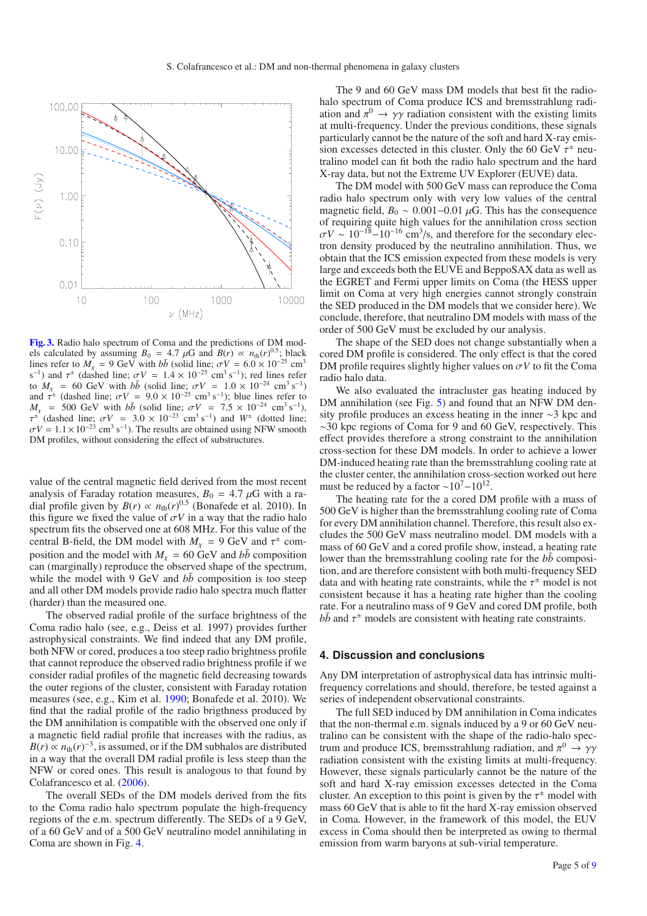**Fig. 3.** Radio halo spectrum of Coma and the predictions of DM models calculated by assuming $B_0 = 4.7\ \mu$G and $B(r) \propto n_{\rm th}(r)^{0.5}$; black lines refer to $M_\chi = 9$ GeV with $b\bar{b}$ (solid line; $\sigma V = 6.0 \times 10^{-25}$ cm$^3$ s$^{-1}$) and $\tau^\pm$ (dashed line; $\sigma V = 1.4 \times 10^{-25}$ cm$^3$ s$^{-1}$); red lines refer to $M_\chi = 60$ GeV with $b\bar{b}$ (solid line; $\sigma V = 1.0 \times 10^{-24}$ cm$^3$ s$^{-1}$) and $\tau^\pm$ (dashed line; $\sigma V = 9.0 \times 10^{-25}$ cm$^3$ s$^{-1}$); blue lines refer to $M_\chi = 500$ GeV with $b\bar{b}$ (solid line; $\sigma V = 7.5 \times 10^{-24}$ cm$^3$ s$^{-1}$), $\tau^\pm$ (dashed line; $\sigma V = 3.0 \times 10^{-23}$ cm$^3$ s$^{-1}$) and $W^\pm$ (dotted line; $\sigma V = 1.1 \times 10^{-23}$ cm$^3$ s$^{-1}$). The results are obtained using NFW smooth DM profiles, without considering the effect of substructures.

value of the central magnetic field derived from the most recent analysis of Faraday rotation measures, $B_0 = 4.7\ \mu$G with a radial profile given by $B(r) \propto n_{\rm th}(r)^{0.5}$ (Bonafede et al. 2010). In this figure we fixed the value of $\sigma V$ in a way that the radio halo spectrum fits the observed one at 608 MHz. For this value of the central B-field, the DM model with $M_\chi = 9$ GeV and $\tau^\pm$ composition and the model with $M_\chi = 60$ GeV and $b\bar{b}$ composition can (marginally) reproduce the observed shape of the spectrum, while the model with 9 GeV and $b\bar{b}$ composition is too steep and all other DM models provide radio halo spectra much flatter (harder) than the measured one.

The observed radial profile of the surface brightness of the Coma radio halo (see, e.g., Deiss et al. 1997) provides further astrophysical constraints. We find indeed that any DM profile, both NFW or cored, produces a too steep radio brightness profile that cannot reproduce the observed radio brightness profile if we consider radial profiles of the magnetic field decreasing towards the outer regions of the cluster, consistent with Faraday rotation measures (see, e.g., Kim et al. 1990; Bonafede et al. 2010). We find that the radial profile of the radio brigthness produced by the DM annihilation is compatible with the observed one only if a magnetic field radial profile that increases with the radius, as $B(r) \propto n_{\rm th}(r)^{-3}$, is assumed, or if the DM subhalos are distributed in a way that the overall DM radial profile is less steep than the NFW or cored ones. This result is analogous to that found by Colafrancesco et al. (2006).

The overall SEDs of the DM models derived from the fits to the Coma radio halo spectrum populate the high-frequency regions of the e.m. spectrum differently. The SEDs of a 9 GeV, of a 60 GeV and of a 500 GeV neutralino model annihilating in Coma are shown in Fig. 4.

The 9 and 60 GeV mass DM models that best fit the radio-halo spectrum of Coma produce ICS and bremsstrahlung radiation and $\pi^0 \to \gamma\gamma$ radiation consistent with the existing limits at multi-frequency. Under the previous conditions, these signals particularly cannot be the nature of the soft and hard X-ray emission excesses detected in this cluster. Only the 60 GeV $\tau^\pm$ neutralino model can fit both the radio halo spectrum and the hard X-ray data, but not the Extreme UV Explorer (EUVE) data.

The DM model with 500 GeV mass can reproduce the Coma radio halo spectrum only with very low values of the central magnetic field, $B_0 \sim 0.001$–$0.01\ \mu$G. This has the consequence of requiring quite high values for the annihilation cross section $\sigma V \sim 10^{-18}$–$10^{-16}$ cm$^3$/s, and therefore for the secondary electron density produced by the neutrino annihilation. Thus, we obtain that the ICS emission expected from these models is very large and exceeds both the EUVE and BeppoSAX data as well as the EGRET and Fermi upper limits on Coma (the HESS upper limit on Coma at very high energies cannot strongly constrain the SED produced in the DM models that we consider here). We conclude, therefore, that neutralino DM models with mass of the order of 500 GeV must be excluded by our analysis.

The shape of the SED does not change substantially when a cored DM profile is considered. The only effect is that the cored DM profile requires slightly higher values on $\sigma V$ to fit the Coma radio halo data.

We also evaluated the intracluster gas heating induced by DM annihilation (see Fig. 5) and found that an NFW DM density profile produces an excess heating in the inner $\sim$3 kpc and $\sim$30 kpc of Coma for 9 and 60 GeV, respectively. This effect provides therefore a strong constraint to the annihilation cross-section for these DM models. In order to achieve a lower DM-induced heating rate than the bremsstrahlung cooling rate at the cluster center, the annihilation cross-section worked out here must be reduced by a factor $\sim 10^7$–$10^{12}$.

The heating rate for the a cored DM profile with a mass of 500 GeV is higher than the bremsstrahlung cooling rate of Coma for every DM annihilation channel. Therefore, this result also excludes the 500 GeV mass neutralino model. DM models with a mass of 60 GeV and a cored profile show, instead, a heating rate lower than the bremsstrahlung cooling rate for the $b\bar{b}$ composition, and are therefore consistent with both multi-frequency SED data and with heating rate constraints, while the $\tau^\pm$ model is not consistent because it has a heating rate higher than the cooling rate. For a neutralino mass of 9 GeV and cored DM profile, both $b\bar{b}$ and $\tau^\pm$ models are consistent with heating rate constraints.

## 4. Discussion and conclusions

Any DM interpretation of astrophysical data has intrinsic multi-frequency correlations and should, therefore, be tested against a series of independent observational constraints.

The full SED induced by DM annihilation in Coma indicates that the non-thermal e.m. signals induced by a 9 or 60 GeV neutralino can be consistent with the shape of the radio-halo spectrum and produce ICS, bremsstrahlung radiation, and $\pi^0 \to \gamma\gamma$ radiation consistent with the existing limits at multi-frequency. However, these signals particularly cannot be the nature of the soft and hard X-ray emission excesses detected in the Coma cluster. An exception to this point is given by the $\tau^\pm$ model with mass 60 GeV that is able to fit the hard X-ray emission observed in Coma. However, in the framework of this model, the EUV excess in Coma should then be interpreted as owing to thermal emission from warm baryons at sub-virial temperature.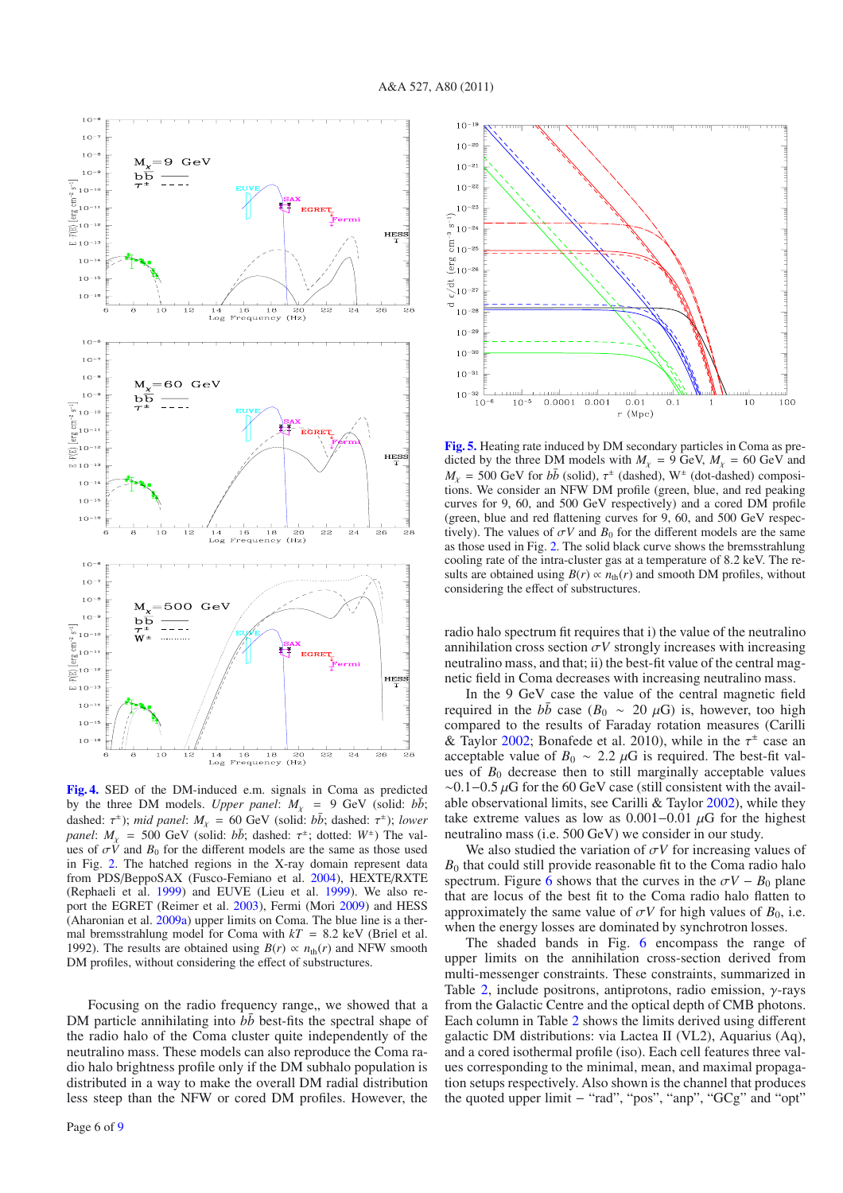**Fig. 4.** SED of the DM-induced e.m. signals in Coma as predicted by the three DM models. *Upper panel*: $M_\chi$ = 9 GeV (solid: $b\bar{b}$; dashed: $\tau^\pm$); *mid panel*: $M_\chi$ = 60 GeV (solid: $b\bar{b}$; dashed: $\tau^\pm$); *lower panel*: $M_\chi$ = 500 GeV (solid: $b\bar{b}$; dashed: $\tau^\pm$; dotted: $W^\pm$) The values of $\sigma V$ and $B_0$ for the different models are the same as those used in Fig. 2. The hatched regions in the X-ray domain represent data from PDS/BeppoSAX (Fusco-Femiano et al. 2004), HEXTE/RXTE (Rephaeli et al. 1999) and EUVE (Lieu et al. 1999). We also report the EGRET (Reimer et al. 2003), Fermi (Mori 2009) and HESS (Aharonian et al. 2009a) upper limits on Coma. The blue line is a thermal bremsstrahlung model for Coma with $kT$ = 8.2 keV (Briel et al. 1992). The results are obtained using $B(r) \propto n_{\rm th}(r)$ and NFW smooth DM profiles, without considering the effect of substructures.

**Fig. 5.** Heating rate induced by DM secondary particles in Coma as predicted by the three DM models with $M_\chi$ = 9 GeV, $M_\chi$ = 60 GeV and $M_\chi$ = 500 GeV for $b\bar{b}$ (solid), $\tau^\pm$ (dashed), W$^\pm$ (dot-dashed) compositions. We consider an NFW DM profile (green, blue, and red peaking curves for 9, 60, and 500 GeV respectively) and a cored DM profile (green, blue and red flattening curves for 9, 60, and 500 GeV respectively). The values of $\sigma V$ and $B_0$ for the different models are the same as those used in Fig. 2. The solid black curve shows the bremsstrahlung cooling rate of the intra-cluster gas at a temperature of 8.2 keV. The results are obtained using $B(r) \propto n_{\rm th}(r)$ and smooth DM profiles, without considering the effect of substructures.

Focusing on the radio frequency range,, we showed that a DM particle annihilating into $b\bar{b}$ best-fits the spectral shape of the radio halo of the Coma cluster quite independently of the neutralino mass. These models can also reproduce the Coma radio halo brightness profile only if the DM subhalo population is distributed in a way to make the overall DM radial distribution less steep than the NFW or cored DM profiles. However, the radio halo spectrum fit requires that i) the value of the neutralino annihilation cross section $\sigma V$ strongly increases with increasing neutralino mass, and that; ii) the best-fit value of the central magnetic field in Coma decreases with increasing neutralino mass.

In the 9 GeV case the value of the central magnetic field required in the $b\bar{b}$ case ($B_0 \sim 20$ $\mu$G) is, however, too high compared to the results of Faraday rotation measures (Carilli & Taylor 2002; Bonafede et al. 2010), while in the $\tau^\pm$ case an acceptable value of $B_0 \sim 2.2$ $\mu$G is required. The best-fit values of $B_0$ decrease then to still marginally acceptable values ~0.1–0.5 $\mu$G for the 60 GeV case (still consistent with the available observational limits, see Carilli & Taylor 2002), while they take extreme values as low as 0.001–0.01 $\mu$G for the highest neutralino mass (i.e. 500 GeV) we consider in our study.

We also studied the variation of $\sigma V$ for increasing values of $B_0$ that could still provide reasonable fit to the Coma radio halo spectrum. Figure 6 shows that the curves in the $\sigma V - B_0$ plane that are locus of the best fit to the Coma radio halo flatten to approximately the same value of $\sigma V$ for high values of $B_0$, i.e. when the energy losses are dominated by synchrotron losses.

The shaded bands in Fig. 6 encompass the range of upper limits on the annihilation cross-section derived from multi-messenger constraints. These constraints, summarized in Table 2, include positrons, antiprotons, radio emission, $\gamma$-rays from the Galactic Centre and the optical depth of CMB photons. Each column in Table 2 shows the limits derived using different galactic DM distributions: via Lactea II (VL2), Aquarius (Aq), and a cored isothermal profile (iso). Each cell features three values corresponding to the minimal, mean, and maximal propagation setups respectively. Also shown is the channel that produces the quoted upper limit – "rad", "pos", "anp", "GCg" and "opt"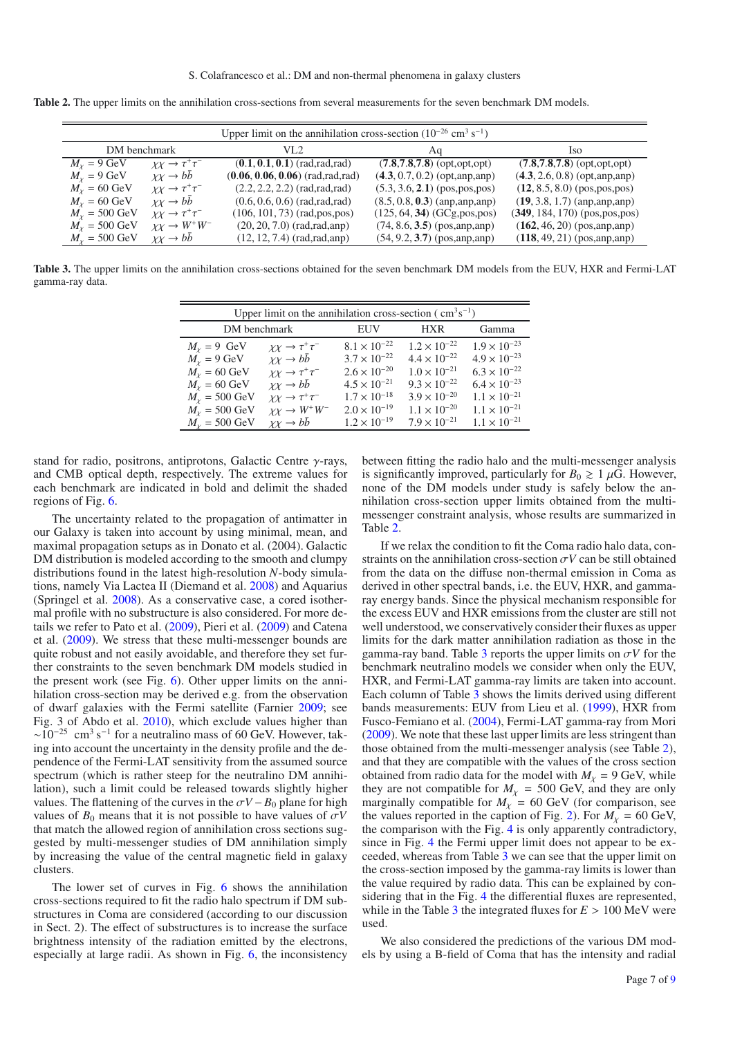**Table 2.** The upper limits on the annihilation cross-sections from several measurements for the seven benchmark DM models.

| Upper limit on the annihilation cross-section ($10^{-26}$ cm$^3$ s$^{-1}$) | | | | |
|---|---|---|---|---|
| DM benchmark | | VL2 | Aq | Iso |
| $M_\chi$ = 9 GeV | $\chi\chi \to \tau^+\tau^-$ | (**0.1**, **0.1**, **0.1**) (rad,rad,rad) | (**7.8**,**7.8**,**7.8**) (opt,opt,opt) | (**7.8**,**7.8**,**7.8**) (opt,opt,opt) |
| $M_\chi$ = 9 GeV | $\chi\chi \to b\bar{b}$ | (**0.06**, **0.06**, **0.06**) (rad,rad,rad) | (**4.3**, 0.7, 0.2) (opt,anp,anp) | (**4.3**, 2.6, 0.8) (opt,anp,anp) |
| $M_\chi$ = 60 GeV | $\chi\chi \to \tau^+\tau^-$ | (2.2, 2.2, 2.2) (rad,rad,rad) | (5.3, 3.6, **2.1**) (pos,pos,pos) | (**12**, 8.5, 8.0) (pos,pos,pos) |
| $M_\chi$ = 60 GeV | $\chi\chi \to b\bar{b}$ | (0.6, 0.6, 0.6) (rad,rad,rad) | (8.5, 0.8, **0.3**) (anp,anp,anp) | (**19**, 3.8, 1.7) (anp,anp,anp) |
| $M_\chi$ = 500 GeV | $\chi\chi \to \tau^+\tau^-$ | (106, 101, 73) (rad,pos,pos) | (125, 64, **34**) (GCg,pos,pos) | (**349**, 184, 170) (pos,pos,pos) |
| $M_\chi$ = 500 GeV | $\chi\chi \to W^+W^-$ | (20, 20, 7.0) (rad,rad,anp) | (74, 8.6, **3.5**) (pos,anp,anp) | (**162**, 46, 20) (pos,anp,anp) |
| $M_\chi$ = 500 GeV | $\chi\chi \to b\bar{b}$ | (12, 12, 7.4) (rad,rad,anp) | (54, 9.2, **3.7**) (pos,anp,anp) | (**118**, 49, 21) (pos,anp,anp) |

**Table 3.** The upper limits on the annihilation cross-sections obtained for the seven benchmark DM models from the EUV, HXR and Fermi-LAT gamma-ray data.

| Upper limit on the annihilation cross-section ( cm$^3$s$^{-1}$) | | | | |
|---|---|---|---|---|
| DM benchmark | | EUV | HXR | Gamma |
| $M_\chi$ = 9 GeV | $\chi\chi \to \tau^+\tau^-$ | $8.1 \times 10^{-22}$ | $1.2 \times 10^{-22}$ | $1.9 \times 10^{-23}$ |
| $M_\chi$ = 9 GeV | $\chi\chi \to b\bar{b}$ | $3.7 \times 10^{-22}$ | $4.4 \times 10^{-22}$ | $4.9 \times 10^{-23}$ |
| $M_\chi$ = 60 GeV | $\chi\chi \to \tau^+\tau^-$ | $2.6 \times 10^{-20}$ | $1.0 \times 10^{-21}$ | $6.3 \times 10^{-22}$ |
| $M_\chi$ = 60 GeV | $\chi\chi \to b\bar{b}$ | $4.5 \times 10^{-21}$ | $9.3 \times 10^{-22}$ | $6.4 \times 10^{-23}$ |
| $M_\chi$ = 500 GeV | $\chi\chi \to \tau^+\tau^-$ | $1.7 \times 10^{-18}$ | $3.9 \times 10^{-20}$ | $1.1 \times 10^{-21}$ |
| $M_\chi$ = 500 GeV | $\chi\chi \to W^+W^-$ | $2.0 \times 10^{-19}$ | $1.1 \times 10^{-20}$ | $1.1 \times 10^{-21}$ |
| $M_\chi$ = 500 GeV | $\chi\chi \to b\bar{b}$ | $1.2 \times 10^{-19}$ | $7.9 \times 10^{-21}$ | $1.1 \times 10^{-21}$ |

stand for radio, positrons, antiprotons, Galactic Centre $\gamma$-rays, and CMB optical depth, respectively. The extreme values for each benchmark are indicated in bold and delimit the shaded regions of Fig. 6.

The uncertainty related to the propagation of antimatter in our Galaxy is taken into account by using minimal, mean, and maximal propagation setups as in Donato et al. (2004). Galactic DM distribution is modeled according to the smooth and clumpy distributions found in the latest high-resolution $N$-body simulations, namely Via Lactea II (Diemand et al. 2008) and Aquarius (Springel et al. 2008). As a conservative case, a cored isothermal profile with no substructure is also considered. For more details we refer to Pato et al. (2009), Pieri et al. (2009) and Catena et al. (2009). We stress that these multi-messenger bounds are quite robust and not easily avoidable, and therefore they set further constraints to the seven benchmark DM models studied in the present work (see Fig. 6). Other upper limits on the annihilation cross-section may be derived e.g. from the observation of dwarf galaxies with the Fermi satellite (Farnier 2009; see Fig. 3 of Abdo et al. 2010), which exclude values higher than $\sim 10^{-25}$ cm$^3$ s$^{-1}$ for a neutralino mass of 60 GeV. However, taking into account the uncertainty in the density profile and the dependence of the Fermi-LAT sensitivity from the assumed source spectrum (which is rather steep for the neutralino DM annihilation), such a limit could be released towards slightly higher values. The flattening of the curves in the $\sigma V - B_0$ plane for high values of $B_0$ means that it is not possible to have values of $\sigma V$ that match the allowed region of annihilation cross sections suggested by multi-messenger studies of DM annihilation simply by increasing the value of the central magnetic field in galaxy clusters.

The lower set of curves in Fig. 6 shows the annihilation cross-sections required to fit the radio halo spectrum if DM substructures in Coma are considered (according to our discussion in Sect. 2). The effect of substructures is to increase the surface brightness intensity of the radiation emitted by the electrons, especially at large radii. As shown in Fig. 6, the inconsistency between fitting the radio halo and the multi-messenger analysis is significantly improved, particularly for $B_0 \gtrsim 1$ $\mu$G. However, none of the DM models under study is safely below the annihilation cross-section upper limits obtained from the multi-messenger constraint analysis, whose results are summarized in Table 2.

If we relax the condition to fit the Coma radio halo data, constraints on the annihilation cross-section $\sigma V$ can be still obtained from the data on the diffuse non-thermal emission in Coma as derived in other spectral bands, i.e. the EUV, HXR, and gamma-ray energy bands. Since the physical mechanism responsible for the excess EUV and HXR emissions from the cluster are still not well understood, we conservatively consider their fluxes as upper limits for the dark matter annihilation radiation as those in the gamma-ray band. Table 3 reports the upper limits on $\sigma V$ for the benchmark neutralino models we consider when only the EUV, HXR, and Fermi-LAT gamma-ray limits are taken into account. Each column of Table 3 shows the limits derived using different bands measurements: EUV from Lieu et al. (1999), HXR from Fusco-Femiano et al. (2004), Fermi-LAT gamma-ray from Mori (2009). We note that these last upper limits are less stringent than those obtained from the multi-messenger analysis (see Table 2), and that they are compatible with the values of the cross section obtained from radio data for the model with $M_\chi$ = 9 GeV, while they are not compatible for $M_\chi$ = 500 GeV, and they are only marginally compatible for $M_\chi$ = 60 GeV (for comparison, see the values reported in the caption of Fig. 2). For $M_\chi$ = 60 GeV, the comparison with the Fig. 4 is only apparently contradictory, since in Fig. 4 the Fermi upper limit does not appear to be exceeded, whereas from Table 3 we can see that the upper limit on the cross-section imposed by the gamma-ray limits is lower than the value required by radio data. This can be explained by considering that in the Fig. 4 the differential fluxes are represented, while in the Table 3 the integrated fluxes for $E > 100$ MeV were used.

We also considered the predictions of the various DM models by using a B-field of Coma that has the intensity and radial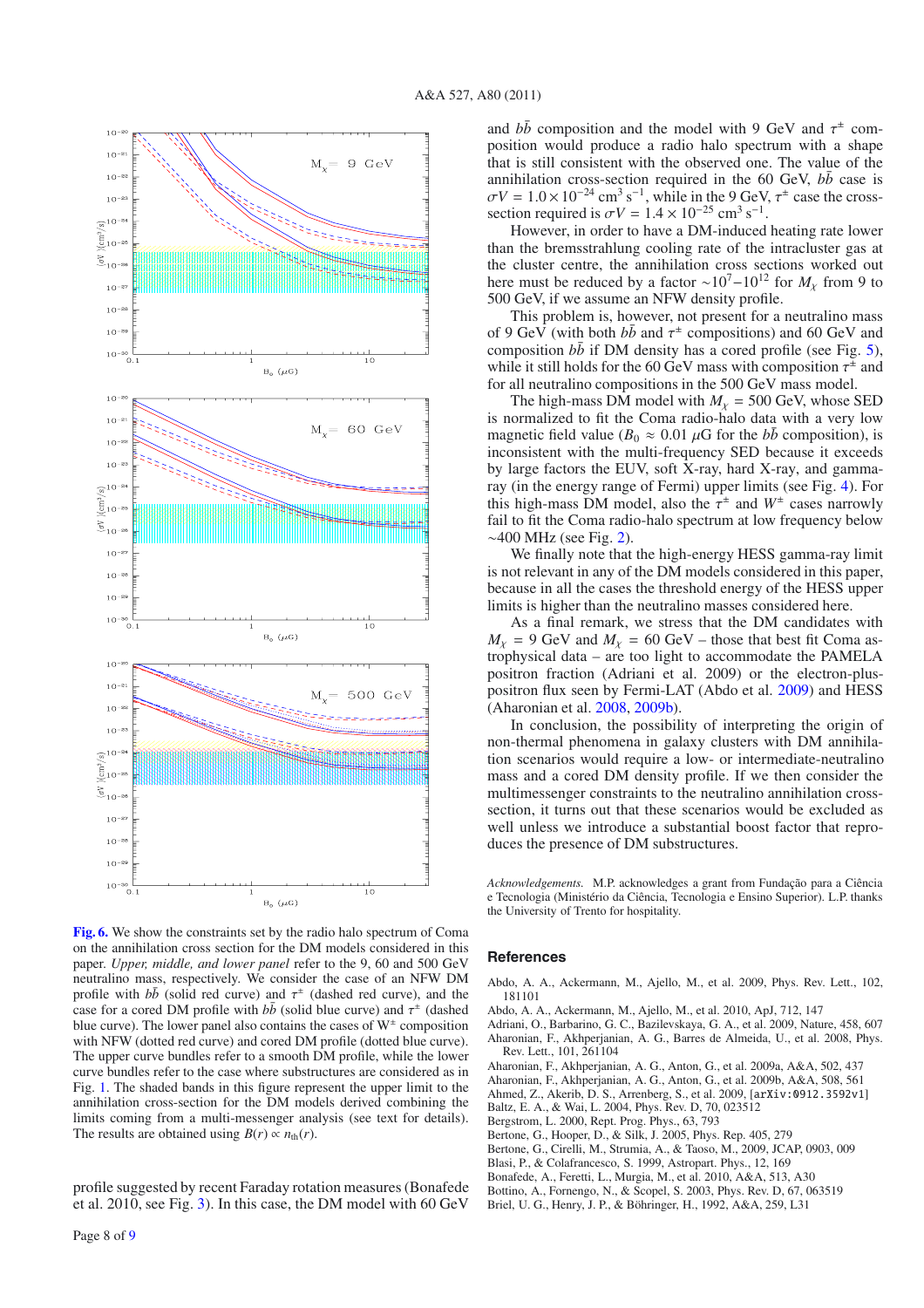**Fig. 6.** We show the constraints set by the radio halo spectrum of Coma on the annihilation cross section for the DM models considered in this paper. *Upper, middle, and lower panel* refer to the 9, 60 and 500 GeV neutralino mass, respectively. We consider the case of an NFW DM profile with $b\bar{b}$ (solid red curve) and $\tau^{\pm}$ (dashed red curve), and the case for a cored DM profile with $b\bar{b}$ (solid blue curve) and $\tau^{\pm}$ (dashed blue curve). The lower panel also contains the cases of $W^{\pm}$ composition with NFW (dotted red curve) and cored DM profile (dotted blue curve). The upper curve bundles refer to a smooth DM profile, while the lower curve bundles refer to the case where substructures are considered as in Fig. 1. The shaded bands in this figure represent the upper limit to the annihilation cross-section for the DM models derived combining the limits coming from a multi-messenger analysis (see text for details). The results are obtained using $B(r) \propto n_{\rm th}(r)$.

profile suggested by recent Faraday rotation measures (Bonafede et al. 2010, see Fig. 3). In this case, the DM model with 60 GeV and $b\bar{b}$ composition and the model with 9 GeV and $\tau^{\pm}$ composition would produce a radio halo spectrum with a shape that is still consistent with the observed one. The value of the annihilation cross-section required in the 60 GeV, $b\bar{b}$ case is $\sigma V = 1.0 \times 10^{-24}$ cm$^3$ s$^{-1}$, while in the 9 GeV, $\tau^{\pm}$ case the cross-section required is $\sigma V = 1.4 \times 10^{-25}$ cm$^3$ s$^{-1}$.

However, in order to have a DM-induced heating rate lower than the bremsstrahlung cooling rate of the intracluster gas at the cluster centre, the annihilation cross sections worked out here must be reduced by a factor $\sim 10^7-10^{12}$ for $M_\chi$ from 9 to 500 GeV, if we assume an NFW density profile.

This problem is, however, not present for a neutralino mass of 9 GeV (with both $b\bar{b}$ and $\tau^{\pm}$ compositions) and 60 GeV and composition $b\bar{b}$ if DM density has a cored profile (see Fig. 5), while it still holds for the 60 GeV mass with composition $\tau^{\pm}$ and for all neutralino compositions in the 500 GeV mass model.

The high-mass DM model with $M_\chi = 500$ GeV, whose SED is normalized to fit the Coma radio-halo data with a very low magnetic field value ($B_0 \approx 0.01$ $\mu$G for the $b\bar{b}$ composition), is inconsistent with the multi-frequency SED because it exceeds by large factors the EUV, soft X-ray, hard X-ray, and gamma-ray (in the energy range of Fermi) upper limits (see Fig. 4). For this high-mass DM model, also the $\tau^{\pm}$ and $W^{\pm}$ cases narrowly fail to fit the Coma radio-halo spectrum at low frequency below $\sim$400 MHz (see Fig. 2).

We finally note that the high-energy HESS gamma-ray limit is not relevant in any of the DM models considered in this paper, because in all the cases the threshold energy of the HESS upper limits is higher than the neutralino masses considered here.

As a final remark, we stress that the DM candidates with $M_\chi = 9$ GeV and $M_\chi = 60$ GeV – those that best fit Coma astrophysical data – are too light to accommodate the PAMELA positron fraction (Adriani et al. 2009) or the electron-plus-positron flux seen by Fermi-LAT (Abdo et al. 2009) and HESS (Aharonian et al. 2008, 2009b).

In conclusion, the possibility of interpreting the origin of non-thermal phenomena in galaxy clusters with DM annihilation scenarios would require a low- or intermediate-neutralino mass and a cored DM density profile. If we then consider the multimessenger constraints to the neutralino annihilation cross-section, it turns out that these scenarios would be excluded as well unless we introduce a substantial boost factor that reproduces the presence of DM substructures.

*Acknowledgements.* M.P. acknowledges a grant from Fundação para a Ciência e Tecnologia (Ministério da Ciência, Tecnologia e Ensino Superior). L.P. thanks the University of Trento for hospitality.

## References

Abdo, A. A., Ackermann, M., Ajello, M., et al. 2009, Phys. Rev. Lett., 102, 181101
Abdo, A. A., Ackermann, M., Ajello, M., et al. 2010, ApJ, 712, 147
Adriani, O., Barbarino, G. C., Bazilevskaya, G. A., et al. 2009, Nature, 458, 607
Aharonian, F., Akhperjanian, A. G., Barres de Almeida, U., et al. 2008, Phys. Rev. Lett., 101, 261104
Aharonian, F., Akhperjanian, A. G., Anton, G., et al. 2009a, A&A, 502, 437
Aharonian, F., Akhperjanian, A. G., Anton, G., et al. 2009b, A&A, 508, 561
Ahmed, Z., Akerib, D. S., Arrenberg, S., et al. 2009, [arXiv:0912.3592v1]
Baltz, E. A., & Wai, L. 2004, Phys. Rev. D, 70, 023512
Bergstrom, L. 2000, Rept. Prog. Phys., 63, 793
Bertone, G., Hooper, D., & Silk, J. 2005, Phys. Rep. 405, 279
Bertone, G., Cirelli, M., Strumia, A., & Taoso, M., 2009, JCAP, 0903, 009
Blasi, P., & Colafrancesco, S. 1999, Astropart. Phys., 12, 169
Bonafede, A., Feretti, L., Murgia, M., et al. 2010, A&A, 513, A30
Bottino, A., Fornengo, N., & Scopel, S. 2003, Phys. Rev. D, 67, 063519
Briel, U. G., Henry, J. P., & Böhringer, H., 1992, A&A, 259, L31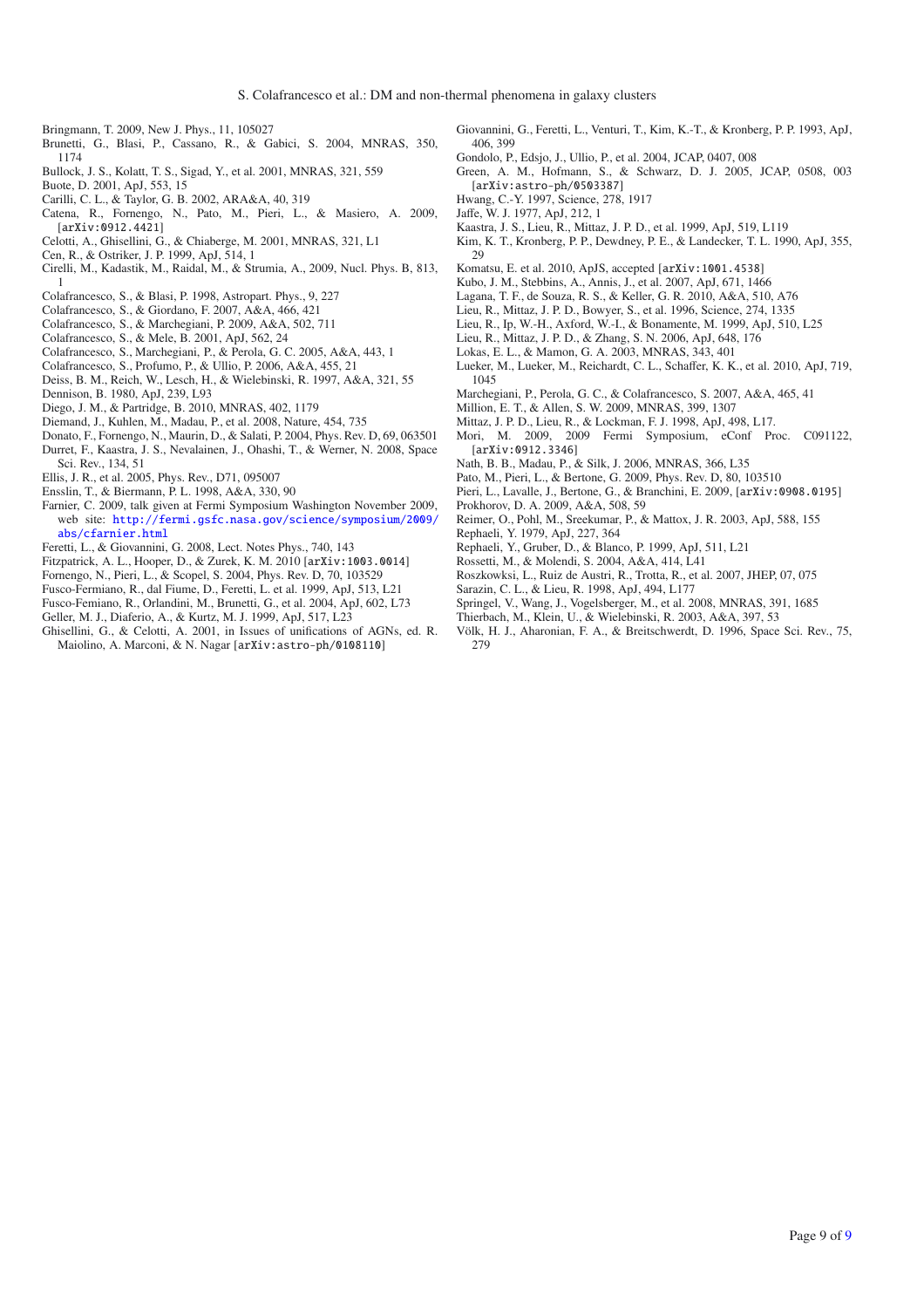Bringmann, T. 2009, New J. Phys., 11, 105027

Brunetti, G., Blasi, P., Cassano, R., & Gabici, S. 2004, MNRAS, 350, 1174

Bullock, J. S., Kolatt, T. S., Sigad, Y., et al. 2001, MNRAS, 321, 559

Buote, D. 2001, ApJ, 553, 15

Carilli, C. L., & Taylor, G. B. 2002, ARA&A, 40, 319

Catena, R., Fornengo, N., Pato, M., Pieri, L., & Masiero, A. 2009, [arXiv:0912.4421]

Celotti, A., Ghisellini, G., & Chiaberge, M. 2001, MNRAS, 321, L1

Cen, R., & Ostriker, J. P. 1999, ApJ, 514, 1

Cirelli, M., Kadastik, M., Raidal, M., & Strumia, A., 2009, Nucl. Phys. B, 813, 1

Colafrancesco, S., & Blasi, P. 1998, Astropart. Phys., 9, 227

Colafrancesco, S., & Giordano, F. 2007, A&A, 466, 421

Colafrancesco, S., & Marchegiani, P. 2009, A&A, 502, 711

Colafrancesco, S., & Mele, B. 2001, ApJ, 562, 24

Colafrancesco, S., Marchegiani, P., & Perola, G. C. 2005, A&A, 443, 1

Colafrancesco, S., Profumo, P., & Ullio, P. 2006, A&A, 455, 21

Deiss, B. M., Reich, W., Lesch, H., & Wielebinski, R. 1997, A&A, 321, 55

Dennison, B. 1980, ApJ, 239, L93

Diego, J. M., & Partridge, B. 2010, MNRAS, 402, 1179

Diemand, J., Kuhlen, M., Madau, P., et al. 2008, Nature, 454, 735

Donato, F., Fornengo, N., Maurin, D., & Salati, P. 2004, Phys. Rev. D, 69, 063501

Durret, F., Kaastra, J. S., Nevalainen, J., Ohashi, T., & Werner, N. 2008, Space Sci. Rev., 134, 51

Ellis, J. R., et al. 2005, Phys. Rev., D71, 095007

Ensslin, T., & Biermann, P. L. 1998, A&A, 330, 90

Farnier, C. 2009, talk given at Fermi Symposium Washington November 2009, web site: http://fermi.gsfc.nasa.gov/science/symposium/2009/abs/cfarnier.html

Feretti, L., & Giovannini, G. 2008, Lect. Notes Phys., 740, 143

Fitzpatrick, A. L., Hooper, D., & Zurek, K. M. 2010 [arXiv:1003.0014]

Fornengo, N., Pieri, L., & Scopel, S. 2004, Phys. Rev. D, 70, 103529

Fusco-Fermiano, R., dal Fiume, D., Feretti, L. et al. 1999, ApJ, 513, L21

Fusco-Femiano, R., Orlandini, M., Brunetti, G., et al. 2004, ApJ, 602, L73

Geller, M. J., Diaferio, A., & Kurtz, M. J. 1999, ApJ, 517, L23

Ghisellini, G., & Celotti, A. 2001, in Issues of unifications of AGNs, ed. R. Maiolino, A. Marconi, & N. Nagar [arXiv:astro-ph/0108110]

Giovannini, G., Feretti, L., Venturi, T., Kim, K.-T., & Kronberg, P. P. 1993, ApJ, 406, 399

Gondolo, P., Edsjo, J., Ullio, P., et al. 2004, JCAP, 0407, 008

Green, A. M., Hofmann, S., & Schwarz, D. J. 2005, JCAP, 0508, 003 [arXiv:astro-ph/0503387]

Hwang, C.-Y. 1997, Science, 278, 1917

Jaffe, W. J. 1977, ApJ, 212, 1

Kaastra, J. S., Lieu, R., Mittaz, J. P. D., et al. 1999, ApJ, 519, L119

Kim, K. T., Kronberg, P. P., Dewdney, P. E., & Landecker, T. L. 1990, ApJ, 355, 29

Komatsu, E. et al. 2010, ApJS, accepted [arXiv:1001.4538]

Kubo, J. M., Stebbins, A., Annis, J., et al. 2007, ApJ, 671, 1466

Lagana, T. F., de Souza, R. S., & Keller, G. R. 2010, A&A, 510, A76

Lieu, R., Mittaz, J. P. D., Bowyer, S., et al. 1996, Science, 274, 1335

Lieu, R., Ip, W.-H., Axford, W.-I., & Bonamente, M. 1999, ApJ, 510, L25

Lieu, R., Mittaz, J. P. D., & Zhang, S. N. 2006, ApJ, 648, 176

Lokas, E. L., & Mamon, G. A. 2003, MNRAS, 343, 401

Lueker, M., Lueker, M., Reichardt, C. L., Schaffer, K. K., et al. 2010, ApJ, 719, 1045

Marchegiani, P., Perola, G. C., & Colafrancesco, S. 2007, A&A, 465, 41

Million, E. T., & Allen, S. W. 2009, MNRAS, 399, 1307

Mittaz, J. P. D., Lieu, R., & Lockman, F. J. 1998, ApJ, 498, L17.

Mori, M. 2009, 2009 Fermi Symposium, eConf Proc. C091122, [arXiv:0912.3346]

Nath, B. B., Madau, P., & Silk, J. 2006, MNRAS, 366, L35

Pato, M., Pieri, L., & Bertone, G. 2009, Phys. Rev. D, 80, 103510

Pieri, L., Lavalle, J., Bertone, G., & Branchini, E. 2009, [arXiv:0908.0195]

Prokhorov, D. A. 2009, A&A, 508, 59

Reimer, O., Pohl, M., Sreekumar, P., & Mattox, J. R. 2003, ApJ, 588, 155

Rephaeli, Y. 1979, ApJ, 227, 364

Rephaeli, Y., Gruber, D., & Blanco, P. 1999, ApJ, 511, L21

Rossetti, M., & Molendi, S. 2004, A&A, 414, L41

Roszkowski, L., Ruiz de Austri, R., Trotta, R., et al. 2007, JHEP, 07, 075

Sarazin, C. L., & Lieu, R. 1998, ApJ, 494, L177

Springel, V., Wang, J., Vogelsberger, M., et al. 2008, MNRAS, 391, 1685

Thierbach, M., Klein, U., & Wielebinski, R. 2003, A&A, 397, 53

Völk, H. J., Aharonian, F. A., & Breitschwerdt, D. 1996, Space Sci. Rev., 75, 279